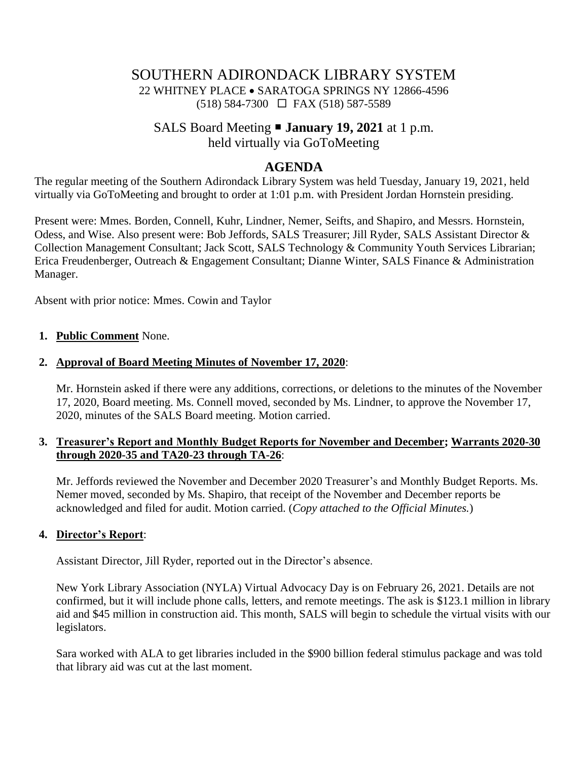# SOUTHERN ADIRONDACK LIBRARY SYSTEM

22 WHITNEY PLACE • SARATOGA SPRINGS NY 12866-4596
(518) 584-7300 ☐ FAX (518) 587-5589

## SALS Board Meeting ▪ **January 19, 2021** at 1 p.m.
## held virtually via GoToMeeting

## AGENDA

The regular meeting of the Southern Adirondack Library System was held Tuesday, January 19, 2021, held virtually via GoToMeeting and brought to order at 1:01 p.m. with President Jordan Hornstein presiding.

Present were: Mmes. Borden, Connell, Kuhr, Lindner, Nemer, Seifts, and Shapiro, and Messrs. Hornstein, Odess, and Wise. Also present were: Bob Jeffords, SALS Treasurer; Jill Ryder, SALS Assistant Director & Collection Management Consultant; Jack Scott, SALS Technology & Community Youth Services Librarian; Erica Freudenberger, Outreach & Engagement Consultant; Dianne Winter, SALS Finance & Administration Manager.

Absent with prior notice: Mmes. Cowin and Taylor

1. **Public Comment** None.

2. **Approval of Board Meeting Minutes of November 17, 2020**:

   Mr. Hornstein asked if there were any additions, corrections, or deletions to the minutes of the November 17, 2020, Board meeting. Ms. Connell moved, seconded by Ms. Lindner, to approve the November 17, 2020, minutes of the SALS Board meeting. Motion carried.

3. **Treasurer's Report and Monthly Budget Reports for November and December; Warrants 2020-30 through 2020-35 and TA20-23 through TA-26**:

   Mr. Jeffords reviewed the November and December 2020 Treasurer's and Monthly Budget Reports. Ms. Nemer moved, seconded by Ms. Shapiro, that receipt of the November and December reports be acknowledged and filed for audit. Motion carried. (*Copy attached to the Official Minutes.*)

4. **Director's Report**:

   Assistant Director, Jill Ryder, reported out in the Director's absence.

   New York Library Association (NYLA) Virtual Advocacy Day is on February 26, 2021. Details are not confirmed, but it will include phone calls, letters, and remote meetings. The ask is $123.1 million in library aid and $45 million in construction aid. This month, SALS will begin to schedule the virtual visits with our legislators.

   Sara worked with ALA to get libraries included in the $900 billion federal stimulus package and was told that library aid was cut at the last moment.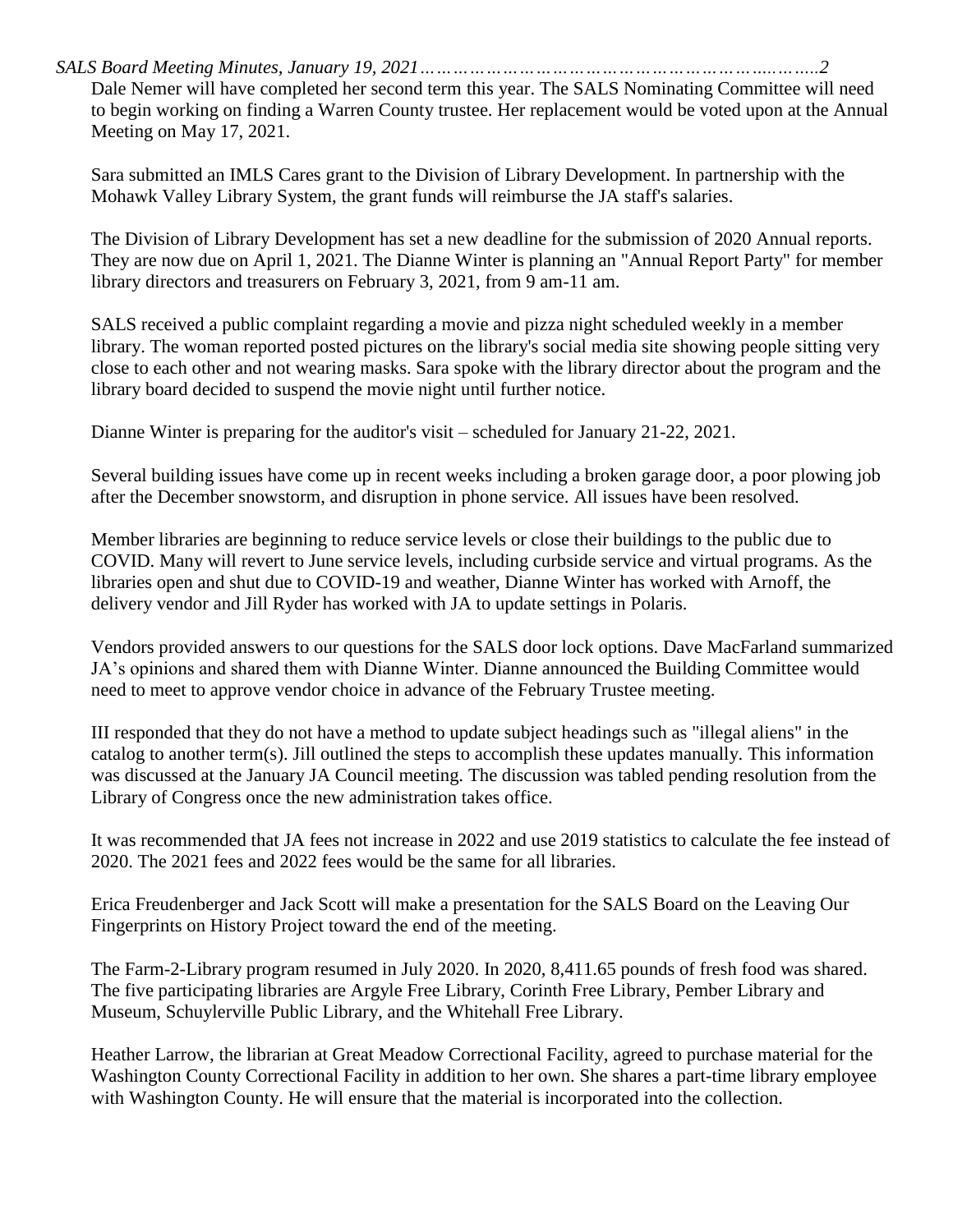Dale Nemer will have completed her second term this year. The SALS Nominating Committee will need to begin working on finding a Warren County trustee. Her replacement would be voted upon at the Annual Meeting on May 17, 2021.

Sara submitted an IMLS Cares grant to the Division of Library Development. In partnership with the Mohawk Valley Library System, the grant funds will reimburse the JA staff's salaries.

The Division of Library Development has set a new deadline for the submission of 2020 Annual reports. They are now due on April 1, 2021. The Dianne Winter is planning an "Annual Report Party" for member library directors and treasurers on February 3, 2021, from 9 am-11 am.

SALS received a public complaint regarding a movie and pizza night scheduled weekly in a member library. The woman reported posted pictures on the library's social media site showing people sitting very close to each other and not wearing masks. Sara spoke with the library director about the program and the library board decided to suspend the movie night until further notice.

Dianne Winter is preparing for the auditor's visit – scheduled for January 21-22, 2021.

Several building issues have come up in recent weeks including a broken garage door, a poor plowing job after the December snowstorm, and disruption in phone service. All issues have been resolved.

Member libraries are beginning to reduce service levels or close their buildings to the public due to COVID. Many will revert to June service levels, including curbside service and virtual programs. As the libraries open and shut due to COVID-19 and weather, Dianne Winter has worked with Arnoff, the delivery vendor and Jill Ryder has worked with JA to update settings in Polaris.

Vendors provided answers to our questions for the SALS door lock options. Dave MacFarland summarized JA's opinions and shared them with Dianne Winter. Dianne announced the Building Committee would need to meet to approve vendor choice in advance of the February Trustee meeting.

III responded that they do not have a method to update subject headings such as "illegal aliens" in the catalog to another term(s). Jill outlined the steps to accomplish these updates manually. This information was discussed at the January JA Council meeting. The discussion was tabled pending resolution from the Library of Congress once the new administration takes office.

It was recommended that JA fees not increase in 2022 and use 2019 statistics to calculate the fee instead of 2020. The 2021 fees and 2022 fees would be the same for all libraries.

Erica Freudenberger and Jack Scott will make a presentation for the SALS Board on the Leaving Our Fingerprints on History Project toward the end of the meeting.

The Farm-2-Library program resumed in July 2020. In 2020, 8,411.65 pounds of fresh food was shared. The five participating libraries are Argyle Free Library, Corinth Free Library, Pember Library and Museum, Schuylerville Public Library, and the Whitehall Free Library.

Heather Larrow, the librarian at Great Meadow Correctional Facility, agreed to purchase material for the Washington County Correctional Facility in addition to her own. She shares a part-time library employee with Washington County. He will ensure that the material is incorporated into the collection.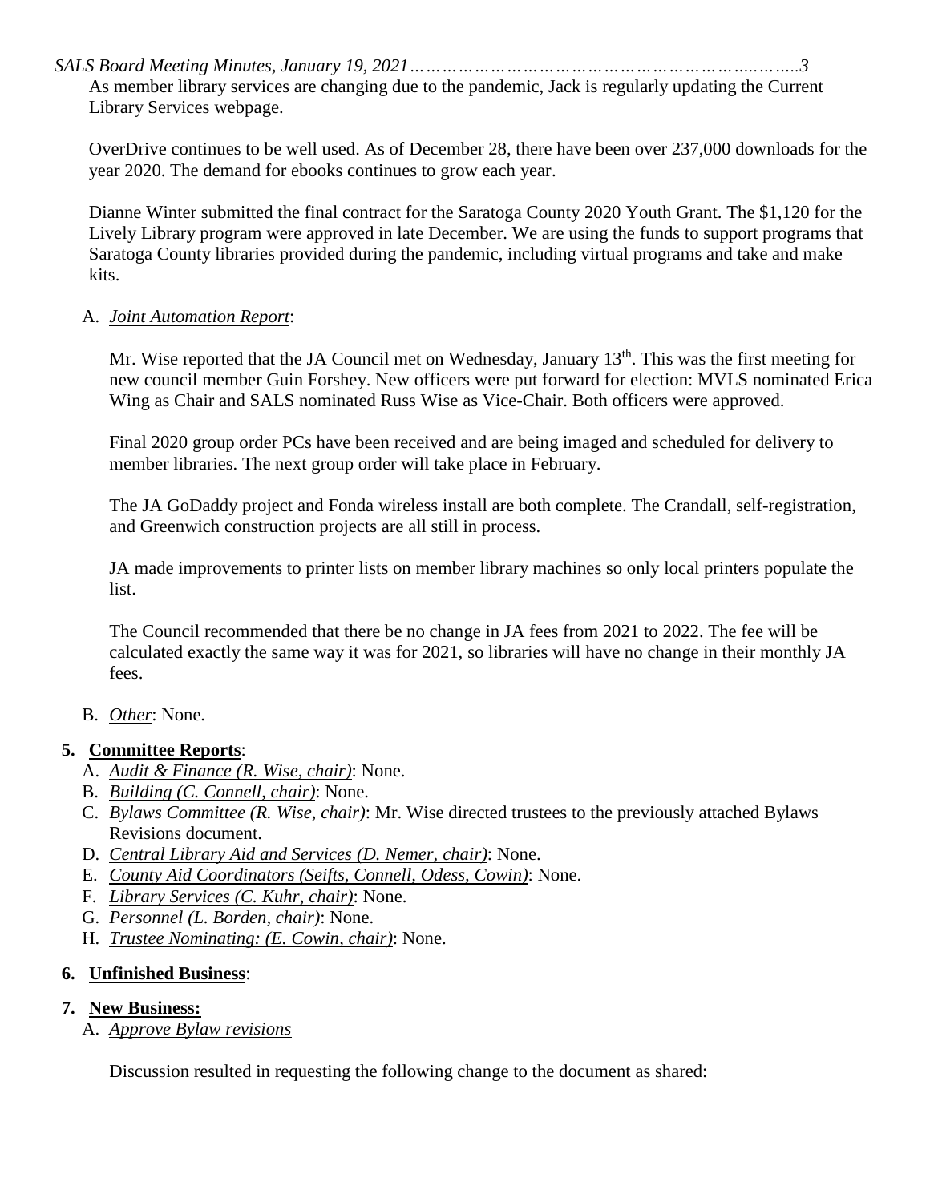As member library services are changing due to the pandemic, Jack is regularly updating the Current Library Services webpage.

OverDrive continues to be well used. As of December 28, there have been over 237,000 downloads for the year 2020. The demand for ebooks continues to grow each year.

Dianne Winter submitted the final contract for the Saratoga County 2020 Youth Grant. The $1,120 for the Lively Library program were approved in late December. We are using the funds to support programs that Saratoga County libraries provided during the pandemic, including virtual programs and take and make kits.

A. *Joint Automation Report*:

Mr. Wise reported that the JA Council met on Wednesday, January 13th. This was the first meeting for new council member Guin Forshey. New officers were put forward for election: MVLS nominated Erica Wing as Chair and SALS nominated Russ Wise as Vice-Chair. Both officers were approved.

Final 2020 group order PCs have been received and are being imaged and scheduled for delivery to member libraries. The next group order will take place in February.

The JA GoDaddy project and Fonda wireless install are both complete. The Crandall, self-registration, and Greenwich construction projects are all still in process.

JA made improvements to printer lists on member library machines so only local printers populate the list.

The Council recommended that there be no change in JA fees from 2021 to 2022. The fee will be calculated exactly the same way it was for 2021, so libraries will have no change in their monthly JA fees.

B. *Other*: None.

**5. Committee Reports**:

A. *Audit & Finance (R. Wise, chair)*: None.
B. *Building (C. Connell, chair)*: None.
C. *Bylaws Committee (R. Wise, chair)*: Mr. Wise directed trustees to the previously attached Bylaws Revisions document.
D. *Central Library Aid and Services (D. Nemer, chair)*: None.
E. *County Aid Coordinators (Seifts, Connell, Odess, Cowin)*: None.
F. *Library Services (C. Kuhr, chair)*: None.
G. *Personnel (L. Borden, chair)*: None.
H. *Trustee Nominating: (E. Cowin, chair)*: None.

**6. Unfinished Business**:

**7. New Business:**

A. *Approve Bylaw revisions*

Discussion resulted in requesting the following change to the document as shared: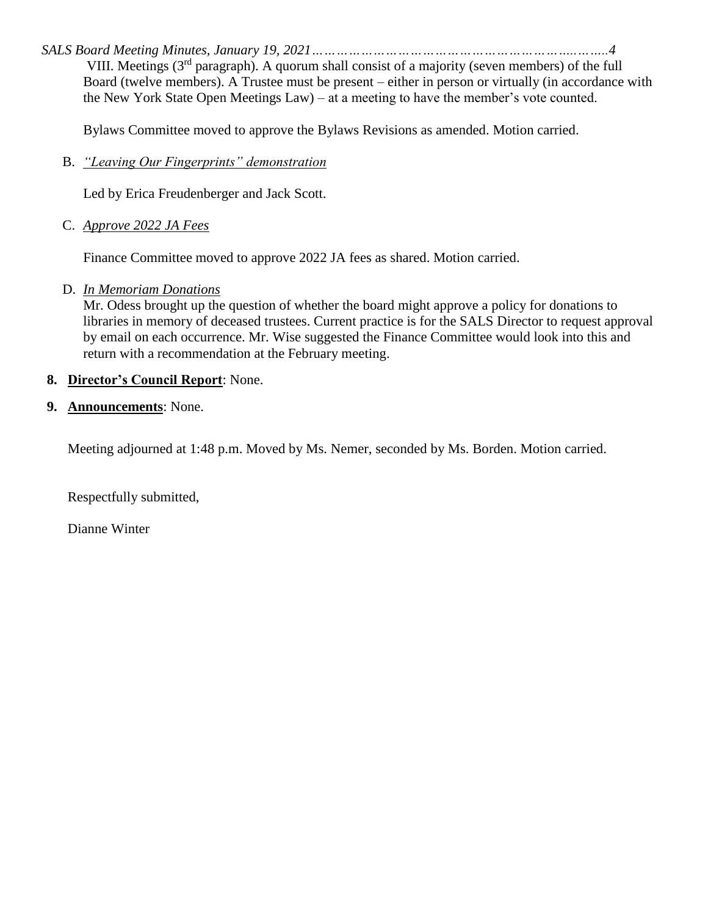*SALS Board Meeting Minutes, January 19, 2021……………………………………………………………….4*

VIII. Meetings (3rd paragraph). A quorum shall consist of a majority (seven members) of the full Board (twelve members). A Trustee must be present – either in person or virtually (in accordance with the New York State Open Meetings Law) – at a meeting to have the member's vote counted.

Bylaws Committee moved to approve the Bylaws Revisions as amended. Motion carried.

B. *"Leaving Our Fingerprints" demonstration*

Led by Erica Freudenberger and Jack Scott.

C. *Approve 2022 JA Fees*

Finance Committee moved to approve 2022 JA fees as shared. Motion carried.

D. *In Memoriam Donations*

Mr. Odess brought up the question of whether the board might approve a policy for donations to libraries in memory of deceased trustees. Current practice is for the SALS Director to request approval by email on each occurrence. Mr. Wise suggested the Finance Committee would look into this and return with a recommendation at the February meeting.

**8. Director's Council Report**: None.

**9. Announcements**: None.

Meeting adjourned at 1:48 p.m. Moved by Ms. Nemer, seconded by Ms. Borden. Motion carried.

Respectfully submitted,

Dianne Winter